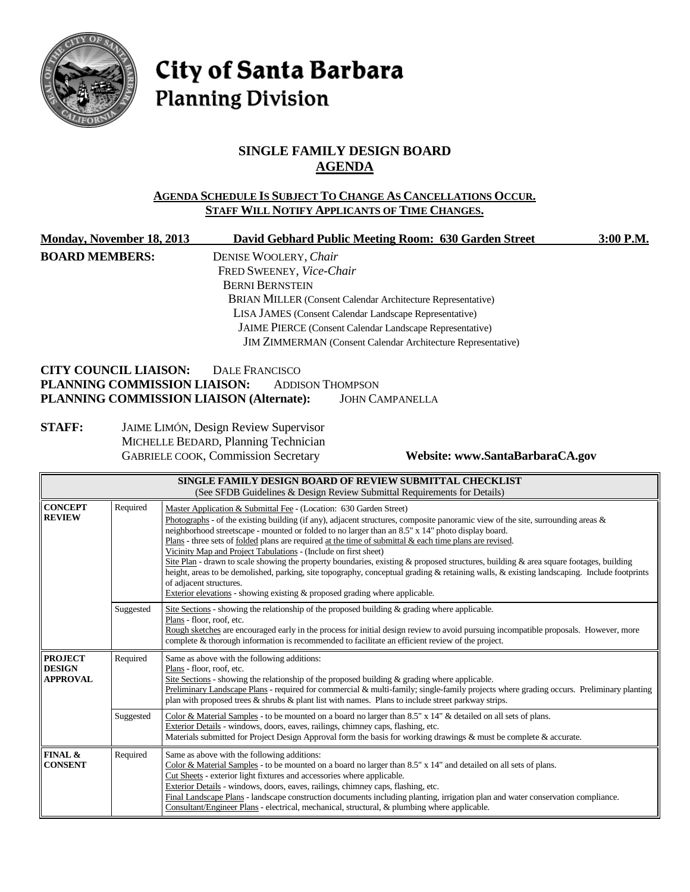# City of Santa Barbara
## Planning Division

## SINGLE FAMILY DESIGN BOARD
## AGENDA

**AGENDA SCHEDULE IS SUBJECT TO CHANGE AS CANCELLATIONS OCCUR.**
**STAFF WILL NOTIFY APPLICANTS OF TIME CHANGES.**

**Monday, November 18, 2013** **David Gebhard Public Meeting Room: 630 Garden Street** **3:00 P.M.**

**BOARD MEMBERS:**
DENISE WOOLERY, *Chair*
FRED SWEENEY, *Vice-Chair*
BERNI BERNSTEIN
BRIAN MILLER (Consent Calendar Architecture Representative)
LISA JAMES (Consent Calendar Landscape Representative)
JAIME PIERCE (Consent Calendar Landscape Representative)
JIM ZIMMERMAN (Consent Calendar Architecture Representative)

**CITY COUNCIL LIAISON:** DALE FRANCISCO
**PLANNING COMMISSION LIAISON:** ADDISON THOMPSON
**PLANNING COMMISSION LIAISON (Alternate):** JOHN CAMPANELLA

**STAFF:**
JAIME LIMÓN, Design Review Supervisor
MICHELLE BEDARD, Planning Technician
GABRIELE COOK, Commission Secretary

**Website: www.SantaBarbaraCA.gov**

| SINGLE FAMILY DESIGN BOARD OF REVIEW SUBMITTAL CHECKLIST (See SFDB Guidelines & Design Review Submittal Requirements for Details) | | |
|---|---|---|
| **CONCEPT REVIEW** | Required | Master Application & Submittal Fee - (Location: 630 Garden Street)<br>Photographs - of the existing building (if any), adjacent structures, composite panoramic view of the site, surrounding areas & neighborhood streetscape - mounted or folded to no larger than an 8.5" x 14" photo display board.<br>Plans - three sets of folded plans are required at the time of submittal & each time plans are revised.<br>Vicinity Map and Project Tabulations - (Include on first sheet)<br>Site Plan - drawn to scale showing the property boundaries, existing & proposed structures, building & area square footages, building height, areas to be demolished, parking, site topography, conceptual grading & retaining walls, & existing landscaping. Include footprints of adjacent structures.<br>Exterior elevations - showing existing & proposed grading where applicable. |
| | Suggested | Site Sections - showing the relationship of the proposed building & grading where applicable.<br>Plans - floor, roof, etc.<br>Rough sketches are encouraged early in the process for initial design review to avoid pursuing incompatible proposals. However, more complete & thorough information is recommended to facilitate an efficient review of the project. |
| **PROJECT DESIGN APPROVAL** | Required | Same as above with the following additions:<br>Plans - floor, roof, etc.<br>Site Sections - showing the relationship of the proposed building & grading where applicable.<br>Preliminary Landscape Plans - required for commercial & multi-family; single-family projects where grading occurs. Preliminary planting plan with proposed trees & shrubs & plant list with names. Plans to include street parkway strips. |
| | Suggested | Color & Material Samples - to be mounted on a board no larger than 8.5" x 14" & detailed on all sets of plans.<br>Exterior Details - windows, doors, eaves, railings, chimney caps, flashing, etc.<br>Materials submitted for Project Design Approval form the basis for working drawings & must be complete & accurate. |
| **FINAL & CONSENT** | Required | Same as above with the following additions:<br>Color & Material Samples - to be mounted on a board no larger than 8.5" x 14" and detailed on all sets of plans.<br>Cut Sheets - exterior light fixtures and accessories where applicable.<br>Exterior Details - windows, doors, eaves, railings, chimney caps, flashing, etc.<br>Final Landscape Plans - landscape construction documents including planting, irrigation plan and water conservation compliance.<br>Consultant/Engineer Plans - electrical, mechanical, structural, & plumbing where applicable. |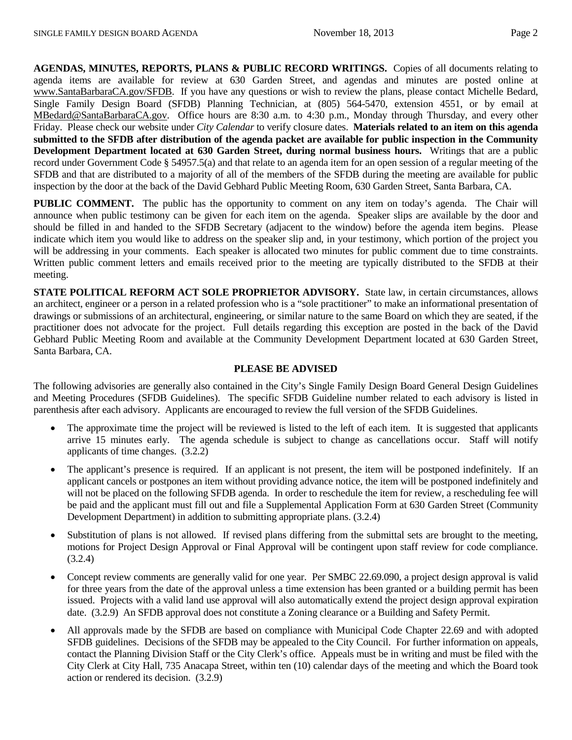**AGENDAS, MINUTES, REPORTS, PLANS & PUBLIC RECORD WRITINGS.** Copies of all documents relating to agenda items are available for review at 630 Garden Street, and agendas and minutes are posted online at www.SantaBarbaraCA.gov/SFDB. If you have any questions or wish to review the plans, please contact Michelle Bedard, Single Family Design Board (SFDB) Planning Technician, at (805) 564-5470, extension 4551, or by email at MBedard@SantaBarbaraCA.gov. Office hours are 8:30 a.m. to 4:30 p.m., Monday through Thursday, and every other Friday. Please check our website under *City Calendar* to verify closure dates. **Materials related to an item on this agenda submitted to the SFDB after distribution of the agenda packet are available for public inspection in the Community Development Department located at 630 Garden Street, during normal business hours.** Writings that are a public record under Government Code § 54957.5(a) and that relate to an agenda item for an open session of a regular meeting of the SFDB and that are distributed to a majority of all of the members of the SFDB during the meeting are available for public inspection by the door at the back of the David Gebhard Public Meeting Room, 630 Garden Street, Santa Barbara, CA.

**PUBLIC COMMENT.** The public has the opportunity to comment on any item on today's agenda. The Chair will announce when public testimony can be given for each item on the agenda. Speaker slips are available by the door and should be filled in and handed to the SFDB Secretary (adjacent to the window) before the agenda item begins. Please indicate which item you would like to address on the speaker slip and, in your testimony, which portion of the project you will be addressing in your comments. Each speaker is allocated two minutes for public comment due to time constraints. Written public comment letters and emails received prior to the meeting are typically distributed to the SFDB at their meeting.

**STATE POLITICAL REFORM ACT SOLE PROPRIETOR ADVISORY.** State law, in certain circumstances, allows an architect, engineer or a person in a related profession who is a "sole practitioner" to make an informational presentation of drawings or submissions of an architectural, engineering, or similar nature to the same Board on which they are seated, if the practitioner does not advocate for the project. Full details regarding this exception are posted in the back of the David Gebhard Public Meeting Room and available at the Community Development Department located at 630 Garden Street, Santa Barbara, CA.

**PLEASE BE ADVISED**

The following advisories are generally also contained in the City's Single Family Design Board General Design Guidelines and Meeting Procedures (SFDB Guidelines). The specific SFDB Guideline number related to each advisory is listed in parenthesis after each advisory. Applicants are encouraged to review the full version of the SFDB Guidelines.

- The approximate time the project will be reviewed is listed to the left of each item. It is suggested that applicants arrive 15 minutes early. The agenda schedule is subject to change as cancellations occur. Staff will notify applicants of time changes. (3.2.2)
- The applicant's presence is required. If an applicant is not present, the item will be postponed indefinitely. If an applicant cancels or postpones an item without providing advance notice, the item will be postponed indefinitely and will not be placed on the following SFDB agenda. In order to reschedule the item for review, a rescheduling fee will be paid and the applicant must fill out and file a Supplemental Application Form at 630 Garden Street (Community Development Department) in addition to submitting appropriate plans. (3.2.4)
- Substitution of plans is not allowed. If revised plans differing from the submittal sets are brought to the meeting, motions for Project Design Approval or Final Approval will be contingent upon staff review for code compliance. (3.2.4)
- Concept review comments are generally valid for one year. Per SMBC 22.69.090, a project design approval is valid for three years from the date of the approval unless a time extension has been granted or a building permit has been issued. Projects with a valid land use approval will also automatically extend the project design approval expiration date. (3.2.9) An SFDB approval does not constitute a Zoning clearance or a Building and Safety Permit.
- All approvals made by the SFDB are based on compliance with Municipal Code Chapter 22.69 and with adopted SFDB guidelines. Decisions of the SFDB may be appealed to the City Council. For further information on appeals, contact the Planning Division Staff or the City Clerk's office. Appeals must be in writing and must be filed with the City Clerk at City Hall, 735 Anacapa Street, within ten (10) calendar days of the meeting and which the Board took action or rendered its decision. (3.2.9)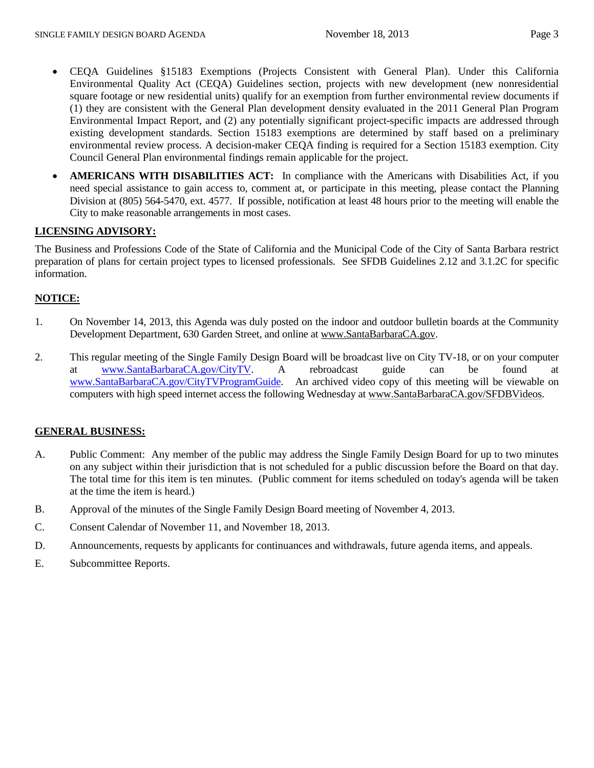- CEQA Guidelines §15183 Exemptions (Projects Consistent with General Plan). Under this California Environmental Quality Act (CEQA) Guidelines section, projects with new development (new nonresidential square footage or new residential units) qualify for an exemption from further environmental review documents if (1) they are consistent with the General Plan development density evaluated in the 2011 General Plan Program Environmental Impact Report, and (2) any potentially significant project-specific impacts are addressed through existing development standards. Section 15183 exemptions are determined by staff based on a preliminary environmental review process. A decision-maker CEQA finding is required for a Section 15183 exemption. City Council General Plan environmental findings remain applicable for the project.
- **AMERICANS WITH DISABILITIES ACT:** In compliance with the Americans with Disabilities Act, if you need special assistance to gain access to, comment at, or participate in this meeting, please contact the Planning Division at (805) 564-5470, ext. 4577. If possible, notification at least 48 hours prior to the meeting will enable the City to make reasonable arrangements in most cases.

## LICENSING ADVISORY:

The Business and Professions Code of the State of California and the Municipal Code of the City of Santa Barbara restrict preparation of plans for certain project types to licensed professionals. See SFDB Guidelines 2.12 and 3.1.2C for specific information.

## NOTICE:

1. On November 14, 2013, this Agenda was duly posted on the indoor and outdoor bulletin boards at the Community Development Department, 630 Garden Street, and online at www.SantaBarbaraCA.gov.
2. This regular meeting of the Single Family Design Board will be broadcast live on City TV-18, or on your computer at www.SantaBarbaraCA.gov/CityTV. A rebroadcast guide can be found at www.SantaBarbaraCA.gov/CityTVProgramGuide. An archived video copy of this meeting will be viewable on computers with high speed internet access the following Wednesday at www.SantaBarbaraCA.gov/SFDBVideos.

## GENERAL BUSINESS:

A. Public Comment: Any member of the public may address the Single Family Design Board for up to two minutes on any subject within their jurisdiction that is not scheduled for a public discussion before the Board on that day. The total time for this item is ten minutes. (Public comment for items scheduled on today's agenda will be taken at the time the item is heard.)

B. Approval of the minutes of the Single Family Design Board meeting of November 4, 2013.

C. Consent Calendar of November 11, and November 18, 2013.

D. Announcements, requests by applicants for continuances and withdrawals, future agenda items, and appeals.

E. Subcommittee Reports.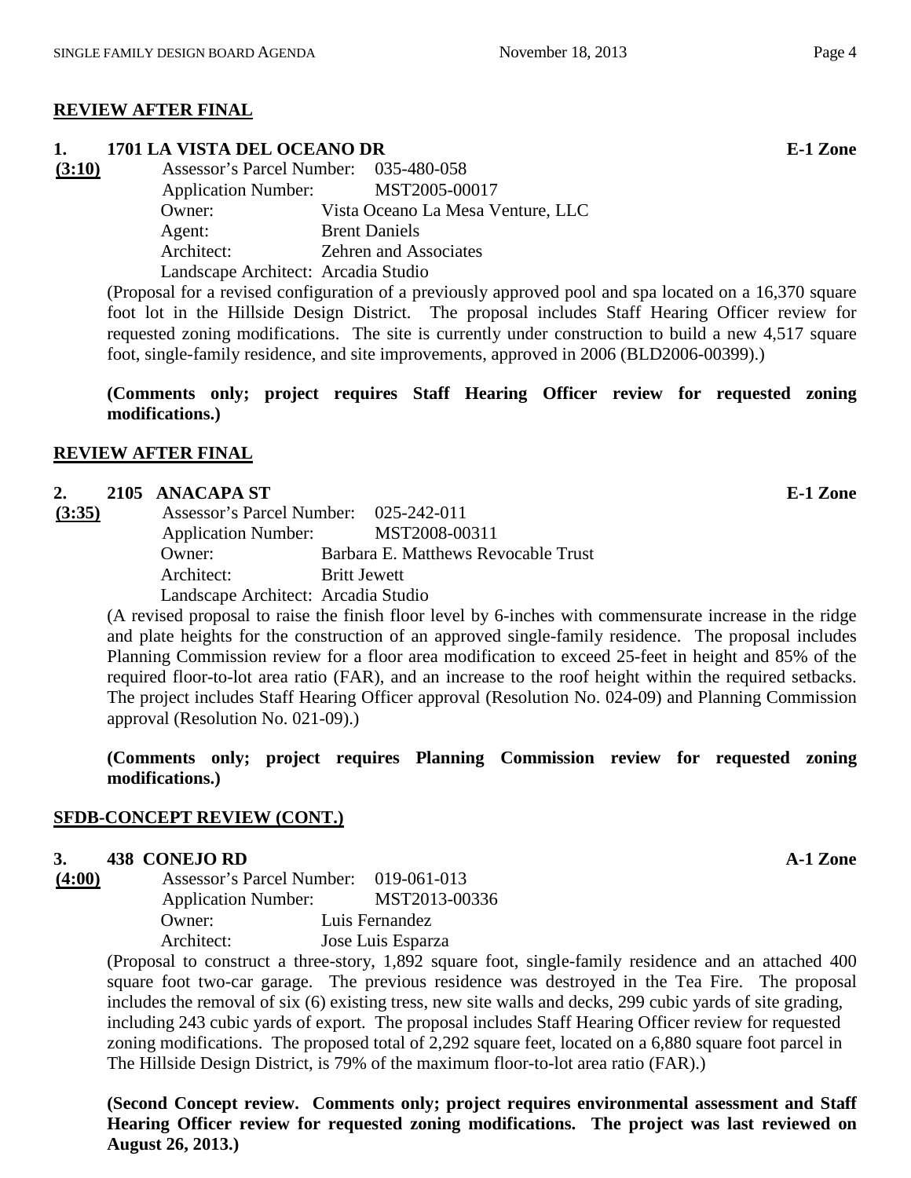## REVIEW AFTER FINAL

**1. 1701 LA VISTA DEL OCEANO DR** **E-1 Zone**

**(3:10)**

Assessor's Parcel Number: 035-480-058
Application Number: MST2005-00017
Owner: Vista Oceano La Mesa Venture, LLC
Agent: Brent Daniels
Architect: Zehren and Associates
Landscape Architect: Arcadia Studio

(Proposal for a revised configuration of a previously approved pool and spa located on a 16,370 square foot lot in the Hillside Design District. The proposal includes Staff Hearing Officer review for requested zoning modifications. The site is currently under construction to build a new 4,517 square foot, single-family residence, and site improvements, approved in 2006 (BLD2006-00399).)

**(Comments only; project requires Staff Hearing Officer review for requested zoning modifications.)**

## REVIEW AFTER FINAL

**2. 2105 ANACAPA ST** **E-1 Zone**

**(3:35)**

Assessor's Parcel Number: 025-242-011
Application Number: MST2008-00311
Owner: Barbara E. Matthews Revocable Trust
Architect: Britt Jewett
Landscape Architect: Arcadia Studio

(A revised proposal to raise the finish floor level by 6-inches with commensurate increase in the ridge and plate heights for the construction of an approved single-family residence. The proposal includes Planning Commission review for a floor area modification to exceed 25-feet in height and 85% of the required floor-to-lot area ratio (FAR), and an increase to the roof height within the required setbacks. The project includes Staff Hearing Officer approval (Resolution No. 024-09) and Planning Commission approval (Resolution No. 021-09).)

**(Comments only; project requires Planning Commission review for requested zoning modifications.)**

## SFDB-CONCEPT REVIEW (CONT.)

**3. 438 CONEJO RD** **A-1 Zone**

**(4:00)**

Assessor's Parcel Number: 019-061-013
Application Number: MST2013-00336
Owner: Luis Fernandez
Architect: Jose Luis Esparza

(Proposal to construct a three-story, 1,892 square foot, single-family residence and an attached 400 square foot two-car garage. The previous residence was destroyed in the Tea Fire. The proposal includes the removal of six (6) existing tress, new site walls and decks, 299 cubic yards of site grading, including 243 cubic yards of export. The proposal includes Staff Hearing Officer review for requested zoning modifications. The proposed total of 2,292 square feet, located on a 6,880 square foot parcel in The Hillside Design District, is 79% of the maximum floor-to-lot area ratio (FAR).)

**(Second Concept review. Comments only; project requires environmental assessment and Staff Hearing Officer review for requested zoning modifications. The project was last reviewed on August 26, 2013.)**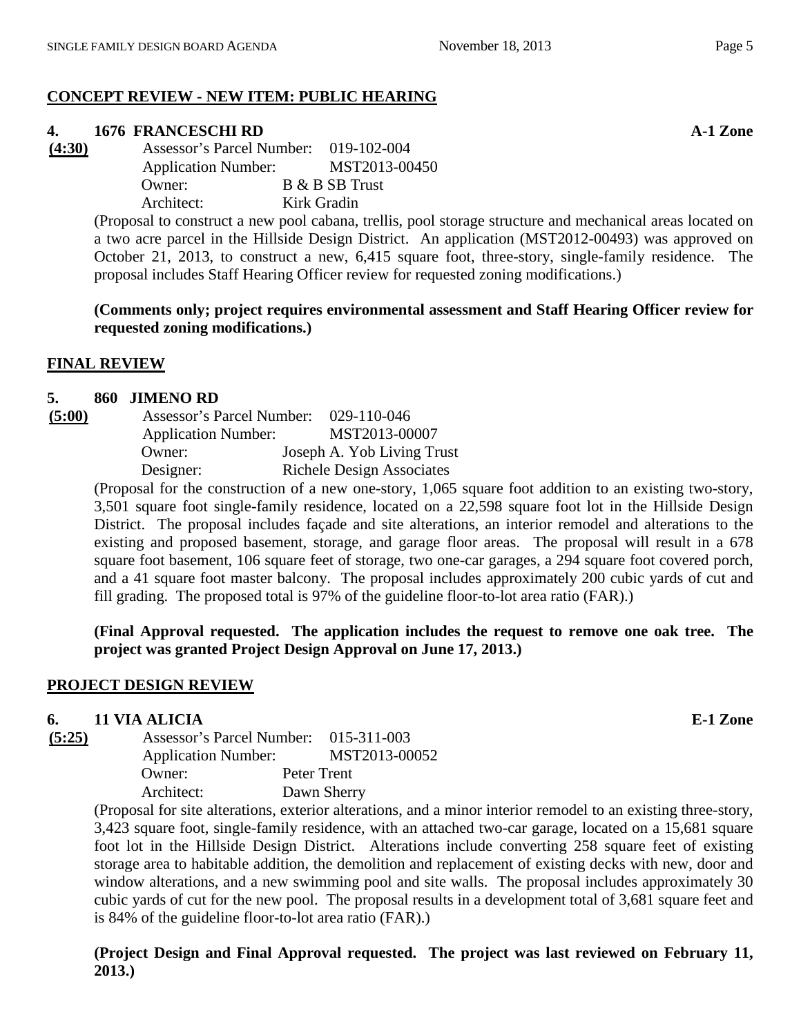## CONCEPT REVIEW - NEW ITEM: PUBLIC HEARING

### 4. 1676 FRANCESCHI RD — A-1 Zone

**(4:30)**

Assessor's Parcel Number: 019-102-004
Application Number: MST2013-00450
Owner: B & B SB Trust
Architect: Kirk Gradin

(Proposal to construct a new pool cabana, trellis, pool storage structure and mechanical areas located on a two acre parcel in the Hillside Design District. An application (MST2012-00493) was approved on October 21, 2013, to construct a new, 6,415 square foot, three-story, single-family residence. The proposal includes Staff Hearing Officer review for requested zoning modifications.)

**(Comments only; project requires environmental assessment and Staff Hearing Officer review for requested zoning modifications.)**

## FINAL REVIEW

### 5. 860 JIMENO RD

**(5:00)**

Assessor's Parcel Number: 029-110-046
Application Number: MST2013-00007
Owner: Joseph A. Yob Living Trust
Designer: Richele Design Associates

(Proposal for the construction of a new one-story, 1,065 square foot addition to an existing two-story, 3,501 square foot single-family residence, located on a 22,598 square foot lot in the Hillside Design District. The proposal includes façade and site alterations, an interior remodel and alterations to the existing and proposed basement, storage, and garage floor areas. The proposal will result in a 678 square foot basement, 106 square feet of storage, two one-car garages, a 294 square foot covered porch, and a 41 square foot master balcony. The proposal includes approximately 200 cubic yards of cut and fill grading. The proposed total is 97% of the guideline floor-to-lot area ratio (FAR).)

**(Final Approval requested. The application includes the request to remove one oak tree. The project was granted Project Design Approval on June 17, 2013.)**

## PROJECT DESIGN REVIEW

### 6. 11 VIA ALICIA — E-1 Zone

**(5:25)**

Assessor's Parcel Number: 015-311-003
Application Number: MST2013-00052
Owner: Peter Trent
Architect: Dawn Sherry

(Proposal for site alterations, exterior alterations, and a minor interior remodel to an existing three-story, 3,423 square foot, single-family residence, with an attached two-car garage, located on a 15,681 square foot lot in the Hillside Design District. Alterations include converting 258 square feet of existing storage area to habitable addition, the demolition and replacement of existing decks with new, door and window alterations, and a new swimming pool and site walls. The proposal includes approximately 30 cubic yards of cut for the new pool. The proposal results in a development total of 3,681 square feet and is 84% of the guideline floor-to-lot area ratio (FAR).)

**(Project Design and Final Approval requested. The project was last reviewed on February 11, 2013.)**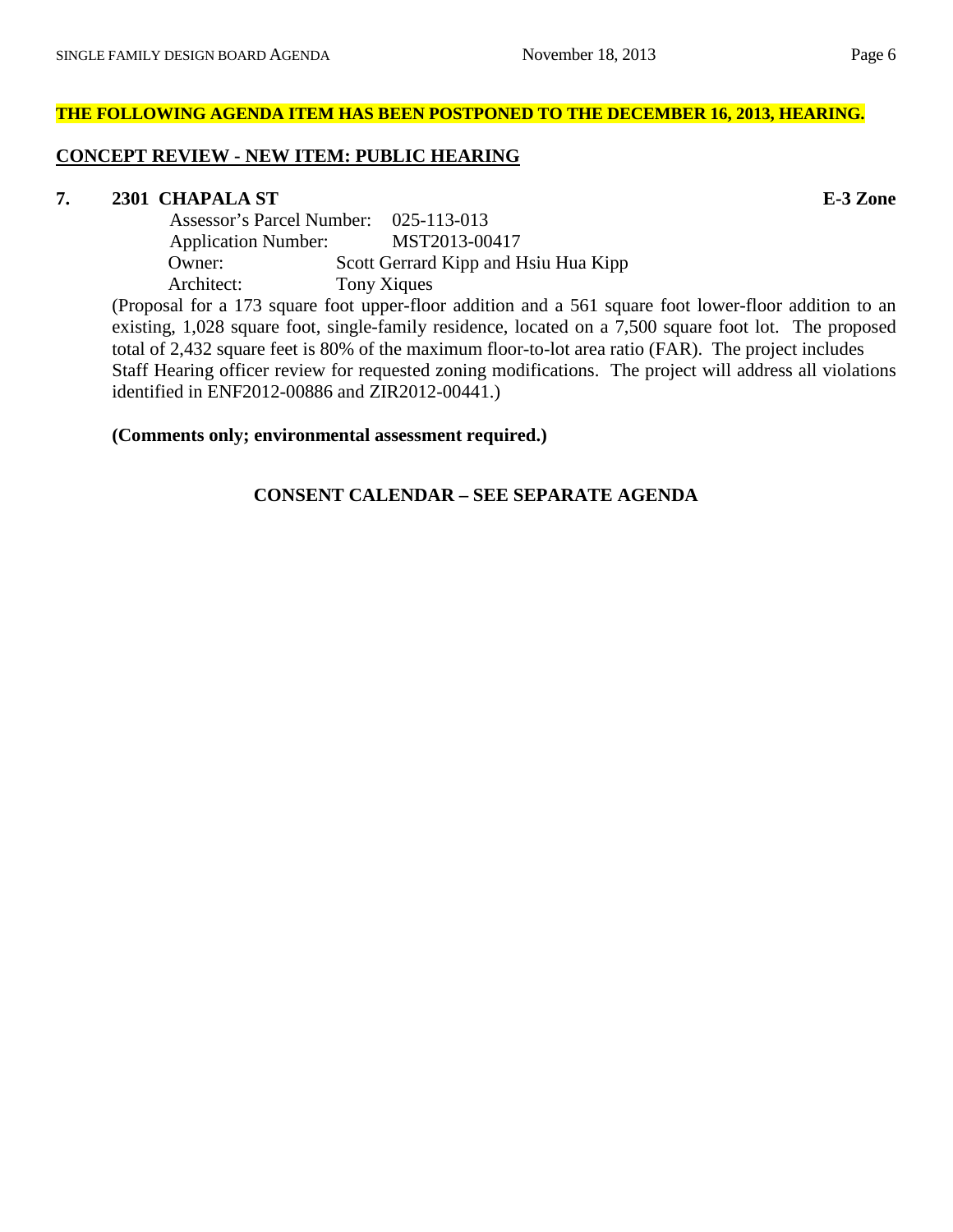**THE FOLLOWING AGENDA ITEM HAS BEEN POSTPONED TO THE DECEMBER 16, 2013, HEARING.**

## CONCEPT REVIEW - NEW ITEM: PUBLIC HEARING

**7. 2301 CHAPALA ST** **E-3 Zone**

Assessor's Parcel Number: 025-113-013
Application Number: MST2013-00417
Owner: Scott Gerrard Kipp and Hsiu Hua Kipp
Architect: Tony Xiques

(Proposal for a 173 square foot upper-floor addition and a 561 square foot lower-floor addition to an existing, 1,028 square foot, single-family residence, located on a 7,500 square foot lot. The proposed total of 2,432 square feet is 80% of the maximum floor-to-lot area ratio (FAR). The project includes Staff Hearing officer review for requested zoning modifications. The project will address all violations identified in ENF2012-00886 and ZIR2012-00441.)

**(Comments only; environmental assessment required.)**

**CONSENT CALENDAR – SEE SEPARATE AGENDA**